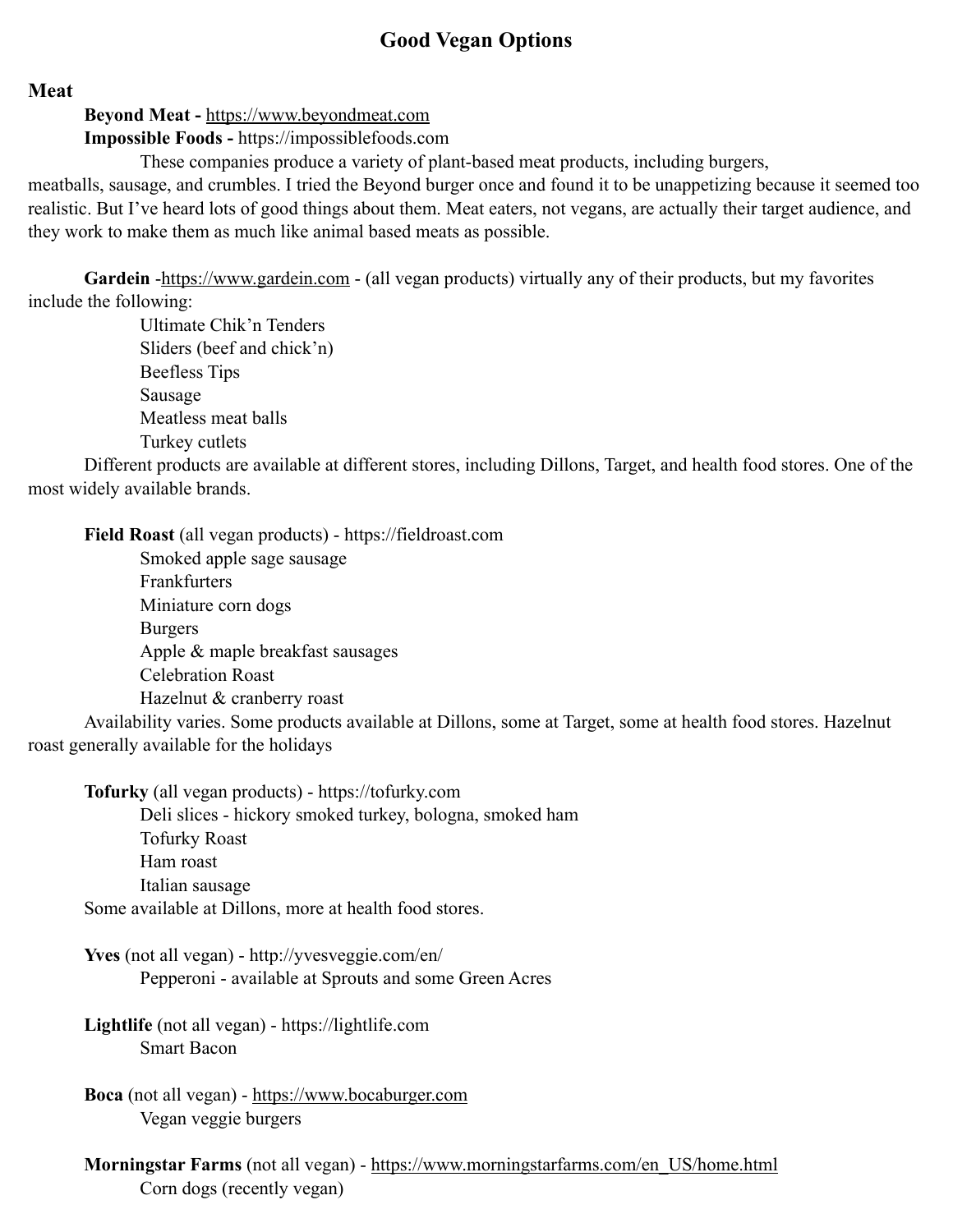# Good Vegan Options

## Meat

**Beyond Meat -** https://www.beyondmeat.com
**Impossible Foods -** https://impossiblefoods.com

These companies produce a variety of plant-based meat products, including burgers, meatballs, sausage, and crumbles. I tried the Beyond burger once and found it to be unappetizing because it seemed too realistic. But I've heard lots of good things about them. Meat eaters, not vegans, are actually their target audience, and they work to make them as much like animal based meats as possible.

**Gardein** -https://www.gardein.com - (all vegan products) virtually any of their products, but my favorites include the following:

- Ultimate Chik'n Tenders
- Sliders (beef and chick'n)
- Beefless Tips
- Sausage
- Meatless meat balls
- Turkey cutlets

Different products are available at different stores, including Dillons, Target, and health food stores. One of the most widely available brands.

**Field Roast** (all vegan products) - https://fieldroast.com

- Smoked apple sage sausage
- Frankfurters
- Miniature corn dogs
- Burgers
- Apple & maple breakfast sausages
- Celebration Roast
- Hazelnut & cranberry roast

Availability varies. Some products available at Dillons, some at Target, some at health food stores. Hazelnut roast generally available for the holidays

**Tofurky** (all vegan products) - https://tofurky.com

- Deli slices - hickory smoked turkey, bologna, smoked ham
- Tofurky Roast
- Ham roast
- Italian sausage

Some available at Dillons, more at health food stores.

**Yves** (not all vegan) - http://yvesveggie.com/en/

- Pepperoni - available at Sprouts and some Green Acres

**Lightlife** (not all vegan) - https://lightlife.com

- Smart Bacon

**Boca** (not all vegan) - https://www.bocaburger.com

- Vegan veggie burgers

**Morningstar Farms** (not all vegan) - https://www.morningstarfarms.com/en_US/home.html

- Corn dogs (recently vegan)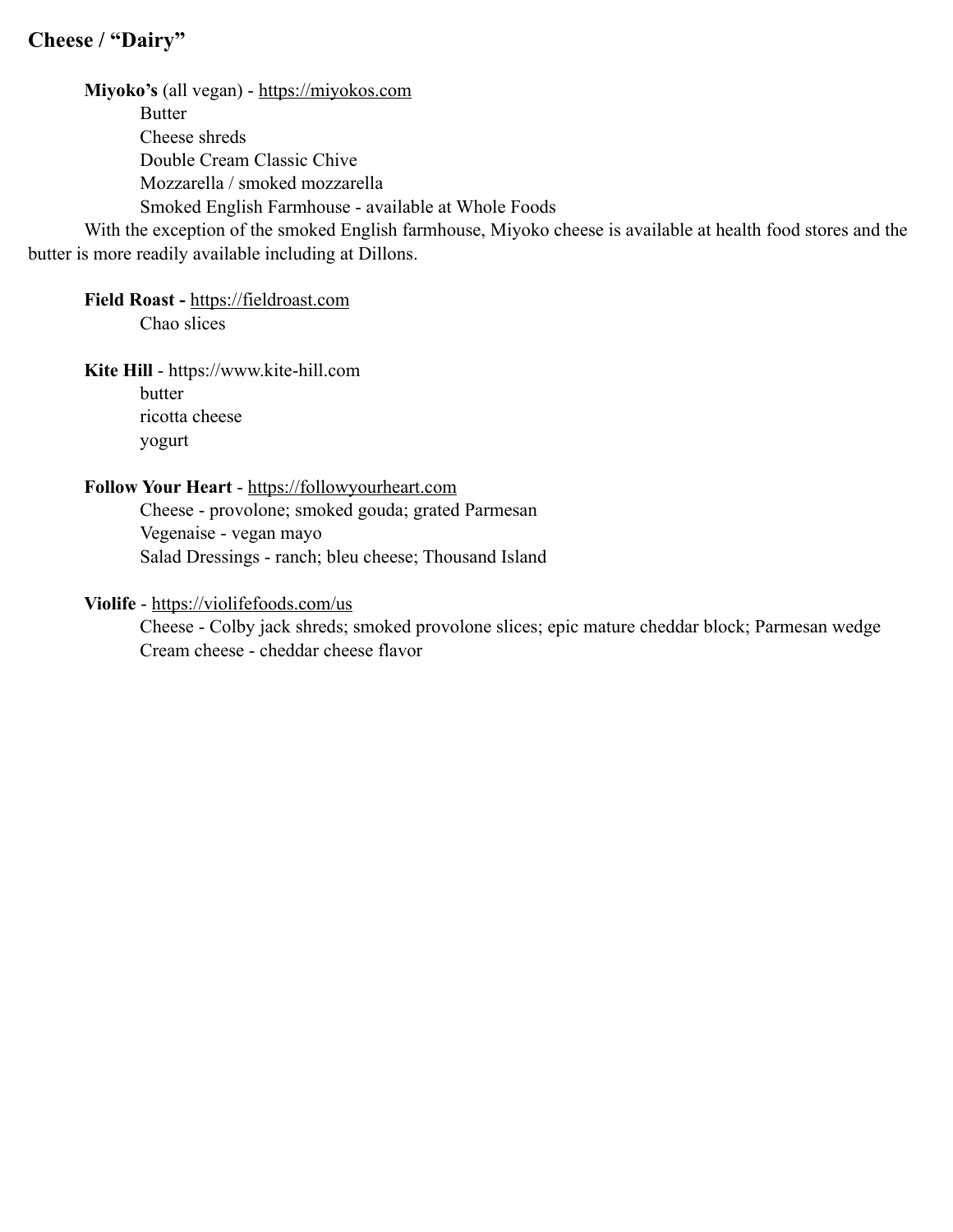## Cheese / "Dairy"

**Miyoko's** (all vegan) - https://miyokos.com

- Butter
- Cheese shreds
- Double Cream Classic Chive
- Mozzarella / smoked mozzarella
- Smoked English Farmhouse - available at Whole Foods

With the exception of the smoked English farmhouse, Miyoko cheese is available at health food stores and the butter is more readily available including at Dillons.

**Field Roast -** https://fieldroast.com

- Chao slices

**Kite Hill** - https://www.kite-hill.com

- butter
- ricotta cheese
- yogurt

**Follow Your Heart** - https://followyourheart.com

- Cheese - provolone; smoked gouda; grated Parmesan
- Vegenaise - vegan mayo
- Salad Dressings - ranch; bleu cheese; Thousand Island

**Violife** - https://violifefoods.com/us

- Cheese - Colby jack shreds; smoked provolone slices; epic mature cheddar block; Parmesan wedge
- Cream cheese - cheddar cheese flavor